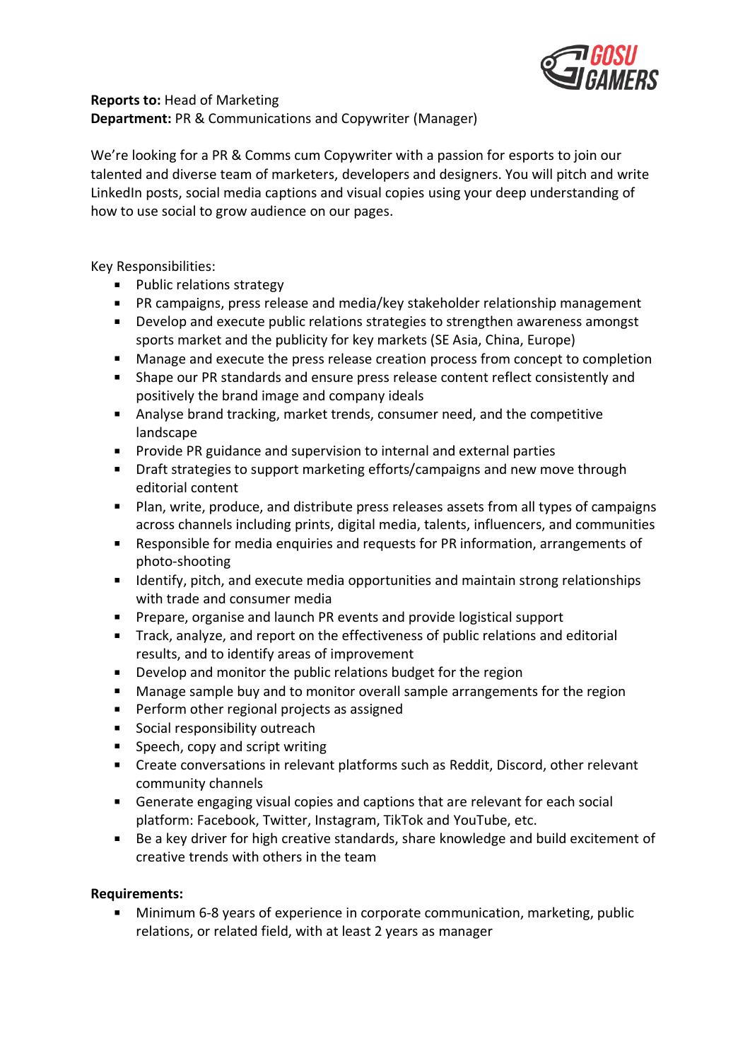**Reports to:** Head of Marketing
**Department:** PR & Communications and Copywriter (Manager)

We're looking for a PR & Comms cum Copywriter with a passion for esports to join our talented and diverse team of marketers, developers and designers. You will pitch and write LinkedIn posts, social media captions and visual copies using your deep understanding of how to use social to grow audience on our pages.

Key Responsibilities:

- Public relations strategy
- PR campaigns, press release and media/key stakeholder relationship management
- Develop and execute public relations strategies to strengthen awareness amongst sports market and the publicity for key markets (SE Asia, China, Europe)
- Manage and execute the press release creation process from concept to completion
- Shape our PR standards and ensure press release content reflect consistently and positively the brand image and company ideals
- Analyse brand tracking, market trends, consumer need, and the competitive landscape
- Provide PR guidance and supervision to internal and external parties
- Draft strategies to support marketing efforts/campaigns and new move through editorial content
- Plan, write, produce, and distribute press releases assets from all types of campaigns across channels including prints, digital media, talents, influencers, and communities
- Responsible for media enquiries and requests for PR information, arrangements of photo-shooting
- Identify, pitch, and execute media opportunities and maintain strong relationships with trade and consumer media
- Prepare, organise and launch PR events and provide logistical support
- Track, analyze, and report on the effectiveness of public relations and editorial results, and to identify areas of improvement
- Develop and monitor the public relations budget for the region
- Manage sample buy and to monitor overall sample arrangements for the region
- Perform other regional projects as assigned
- Social responsibility outreach
- Speech, copy and script writing
- Create conversations in relevant platforms such as Reddit, Discord, other relevant community channels
- Generate engaging visual copies and captions that are relevant for each social platform: Facebook, Twitter, Instagram, TikTok and YouTube, etc.
- Be a key driver for high creative standards, share knowledge and build excitement of creative trends with others in the team

**Requirements:**

- Minimum 6-8 years of experience in corporate communication, marketing, public relations, or related field, with at least 2 years as manager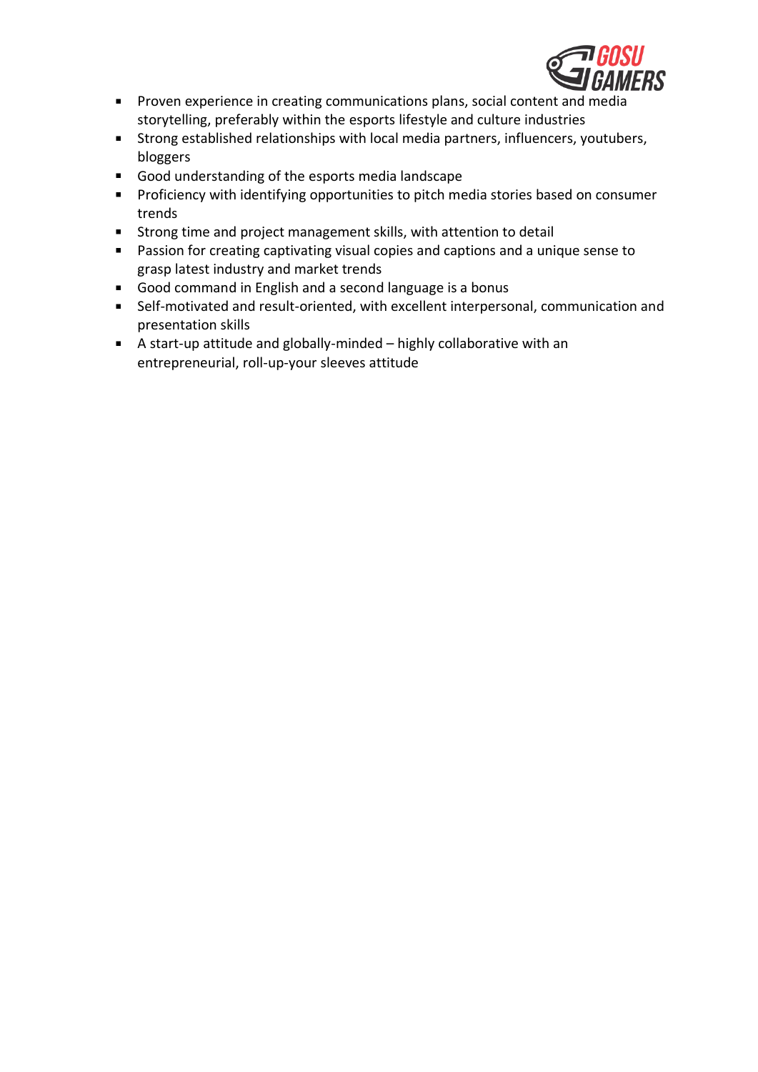- Proven experience in creating communications plans, social content and media storytelling, preferably within the esports lifestyle and culture industries
- Strong established relationships with local media partners, influencers, youtubers, bloggers
- Good understanding of the esports media landscape
- Proficiency with identifying opportunities to pitch media stories based on consumer trends
- Strong time and project management skills, with attention to detail
- Passion for creating captivating visual copies and captions and a unique sense to grasp latest industry and market trends
- Good command in English and a second language is a bonus
- Self-motivated and result-oriented, with excellent interpersonal, communication and presentation skills
- A start-up attitude and globally-minded – highly collaborative with an entrepreneurial, roll-up-your sleeves attitude